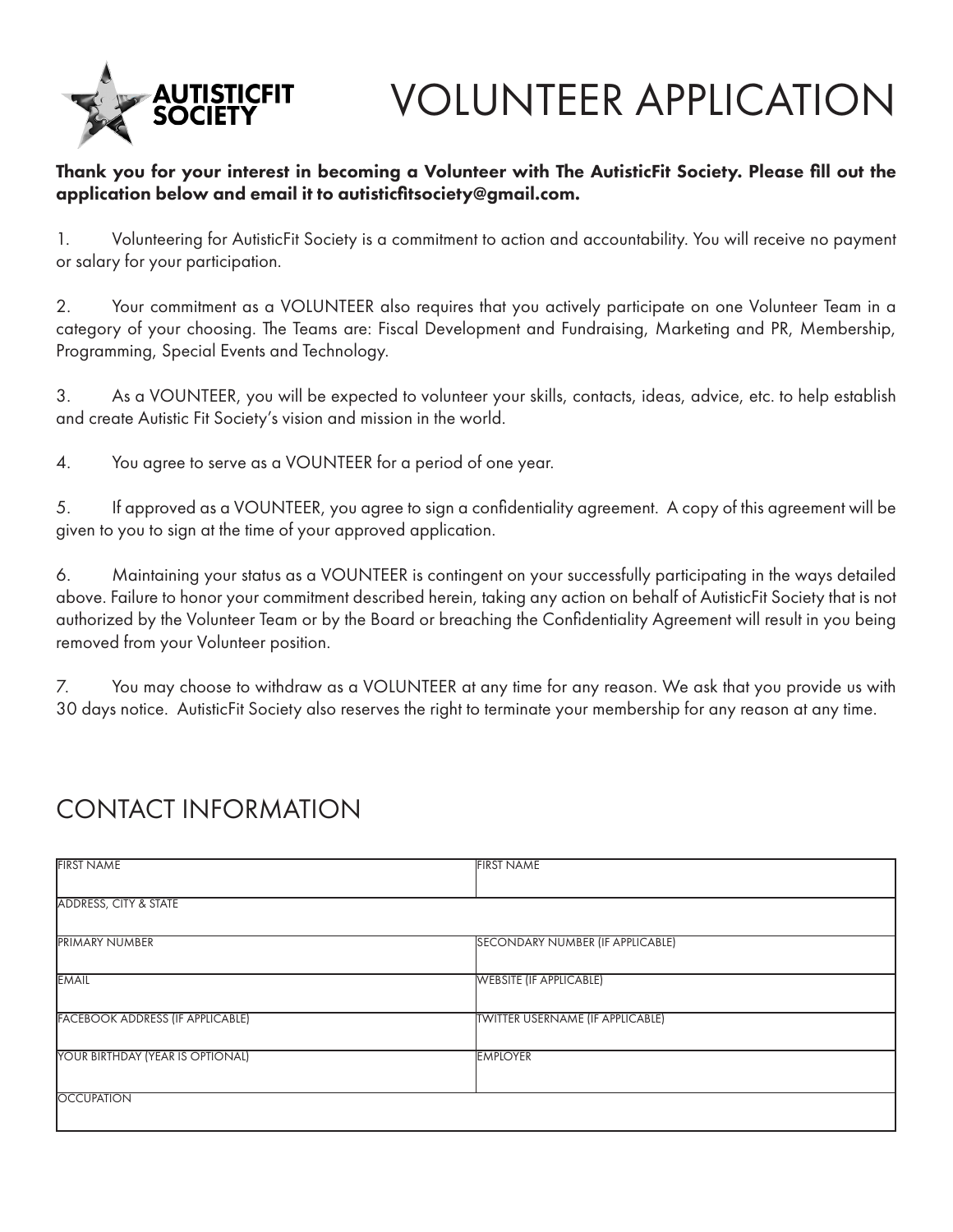AUTISTICFIT SOCIETY

# VOLUNTEER APPLICATION

**Thank you for your interest in becoming a Volunteer with The AutisticFit Society. Please fill out the application below and email it to autisticfitsociety@gmail.com.**

1. Volunteering for AutisticFit Society is a commitment to action and accountability. You will receive no payment or salary for your participation.

2. Your commitment as a VOLUNTEER also requires that you actively participate on one Volunteer Team in a category of your choosing. The Teams are: Fiscal Development and Fundraising, Marketing and PR, Membership, Programming, Special Events and Technology.

3. As a VOUNTEER, you will be expected to volunteer your skills, contacts, ideas, advice, etc. to help establish and create Autistic Fit Society's vision and mission in the world.

4. You agree to serve as a VOUNTEER for a period of one year.

5. If approved as a VOUNTEER, you agree to sign a confidentiality agreement. A copy of this agreement will be given to you to sign at the time of your approved application.

6. Maintaining your status as a VOUNTEER is contingent on your successfully participating in the ways detailed above. Failure to honor your commitment described herein, taking any action on behalf of AutisticFit Society that is not authorized by the Volunteer Team or by the Board or breaching the Confidentiality Agreement will result in you being removed from your Volunteer position.

7. You may choose to withdraw as a VOLUNTEER at any time for any reason. We ask that you provide us with 30 days notice. AutisticFit Society also reserves the right to terminate your membership for any reason at any time.

## CONTACT INFORMATION

| FIRST NAME | FIRST NAME |
|---|---|
| ADDRESS, CITY & STATE | |
| PRIMARY NUMBER | SECONDARY NUMBER (IF APPLICABLE) |
| EMAIL | WEBSITE (IF APPLICABLE) |
| FACEBOOK ADDRESS (IF APPLICABLE) | TWITTER USERNAME (IF APPLICABLE) |
| YOUR BIRTHDAY (YEAR IS OPTIONAL) | EMPLOYER |
| OCCUPATION | |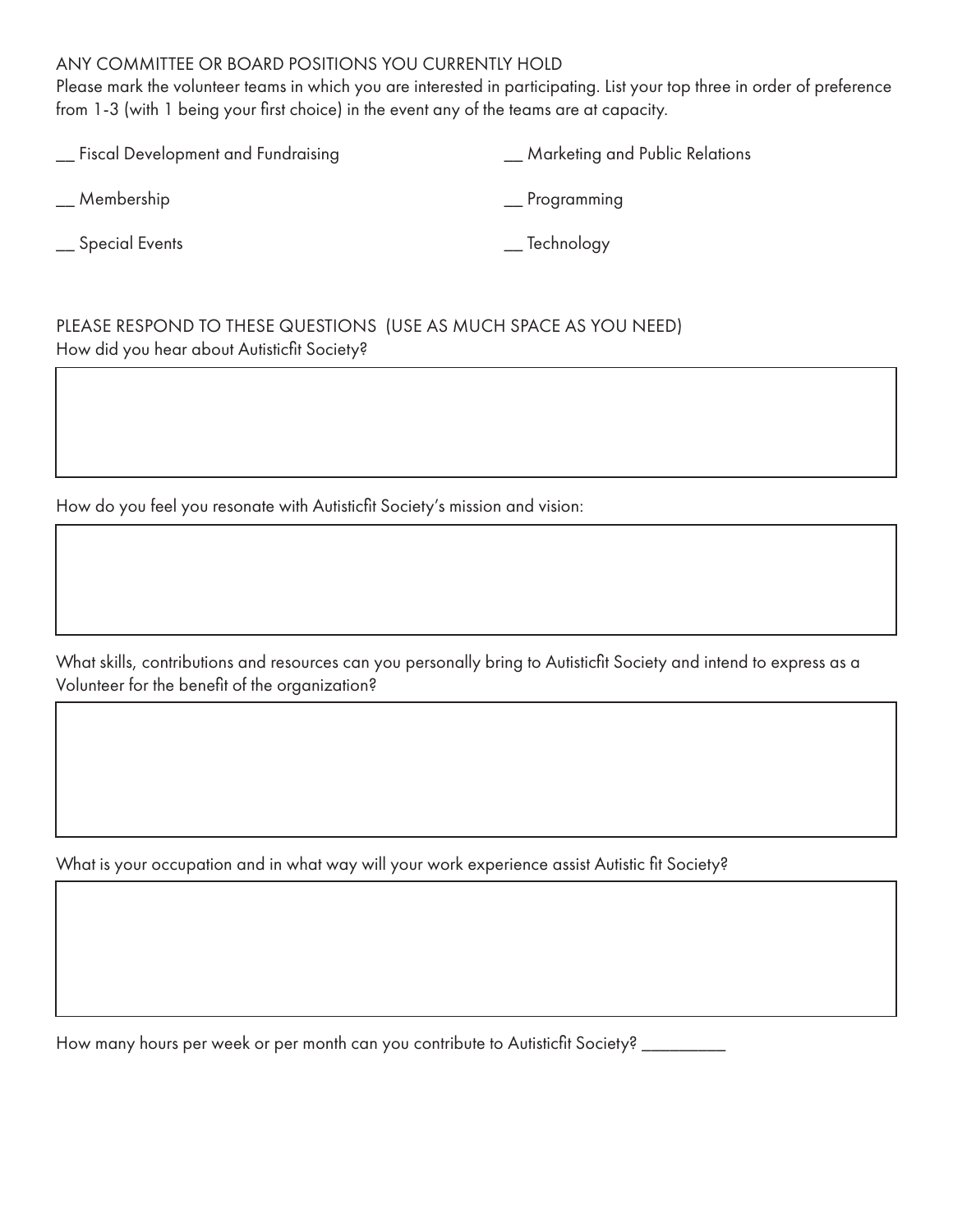ANY COMMITTEE OR BOARD POSITIONS YOU CURRENTLY HOLD

Please mark the volunteer teams in which you are interested in participating. List your top three in order of preference from 1-3 (with 1 being your first choice) in the event any of the teams are at capacity.

__ Fiscal Development and Fundraising

__ Marketing and Public Relations

__ Membership

__ Programming

__ Special Events

__ Technology

PLEASE RESPOND TO THESE QUESTIONS (USE AS MUCH SPACE AS YOU NEED)

How did you hear about Autisticfit Society?

How do you feel you resonate with Autisticfit Society's mission and vision:

What skills, contributions and resources can you personally bring to Autisticfit Society and intend to express as a Volunteer for the benefit of the organization?

What is your occupation and in what way will your work experience assist Autistic fit Society?

How many hours per week or per month can you contribute to Autisticfit Society? _________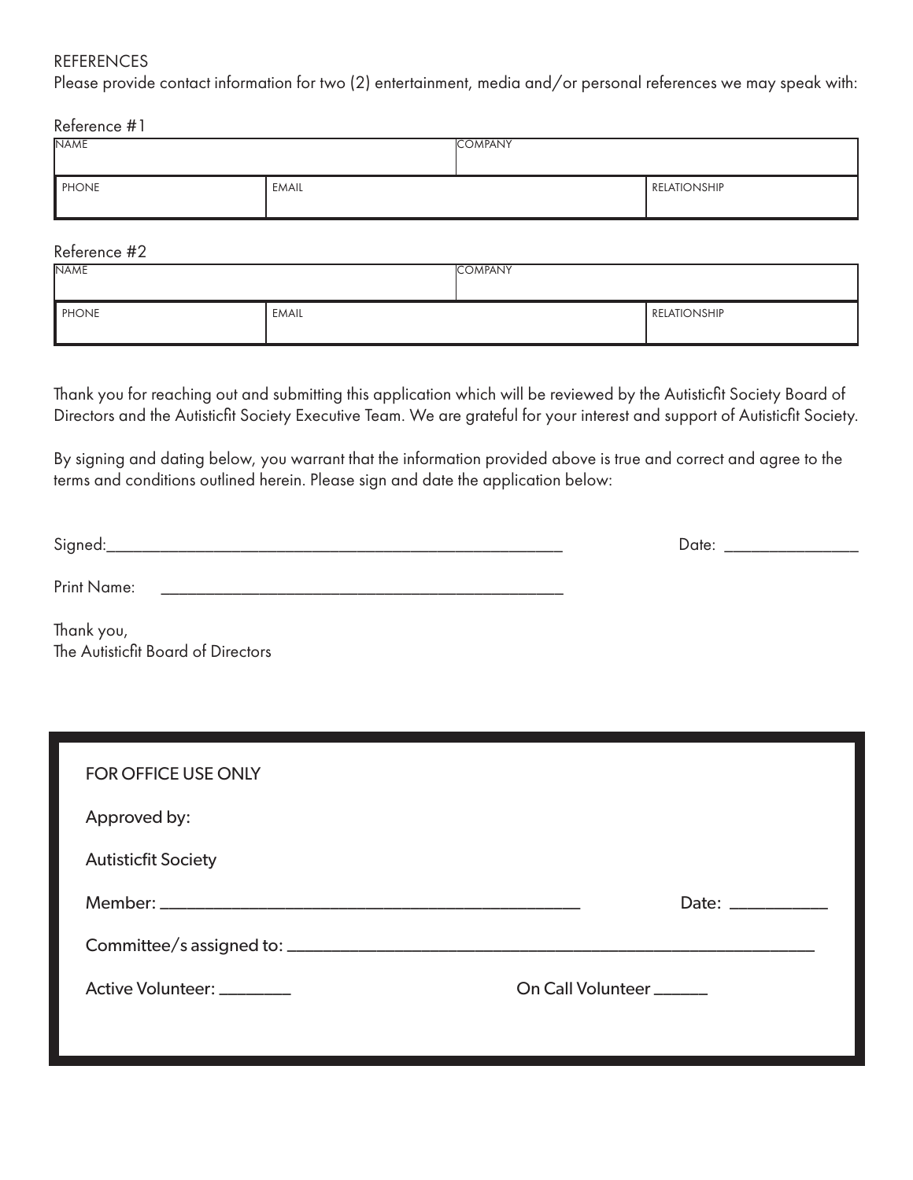REFERENCES

Please provide contact information for two (2) entertainment, media and/or personal references we may speak with:

Reference #1

| NAME | | COMPANY | |
|---|---|---|---|
| PHONE | EMAIL | | RELATIONSHIP |

Reference #2

| NAME | | COMPANY | |
|---|---|---|---|
| PHONE | EMAIL | | RELATIONSHIP |

Thank you for reaching out and submitting this application which will be reviewed by the Autisticfit Society Board of Directors and the Autisticfit Society Executive Team. We are grateful for your interest and support of Autisticfit Society.

By signing and dating below, you warrant that the information provided above is true and correct and agree to the terms and conditions outlined herein. Please sign and date the application below:

Signed:_______________________________________________ Date: _______________

Print Name: _______________________________________________

Thank you,
The Autisticfit Board of Directors

FOR OFFICE USE ONLY

Approved by:

Autisticfit Society

Member: _______________________________________________ Date: ___________

Committee/s assigned to: _______________________________________________

Active Volunteer: ________ On Call Volunteer ______